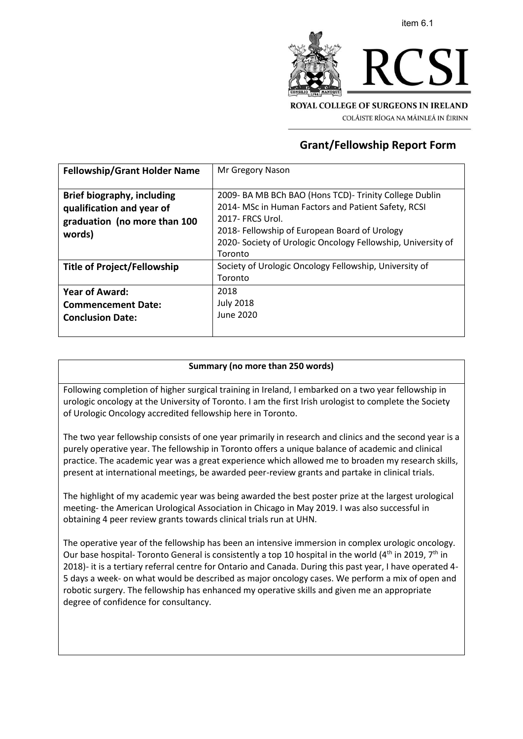item 6.1

ROYAL COLLEGE OF SURGEONS IN IRELAND

COLÁISTE RÍOGA NA MÁINLEÁ IN ÉIRINN

# Grant/Fellowship Report Form

| **Fellowship/Grant Holder Name** | Mr Gregory Nason |
| --- | --- |
| **Brief biography, including qualification and year of graduation (no more than 100 words)** | 2009- BA MB BCh BAO (Hons TCD)- Trinity College Dublin<br>2014- MSc in Human Factors and Patient Safety, RCSI<br>2017- FRCS Urol.<br>2018- Fellowship of European Board of Urology<br>2020- Society of Urologic Oncology Fellowship, University of Toronto |
| **Title of Project/Fellowship** | Society of Urologic Oncology Fellowship, University of Toronto |
| **Year of Award:**<br>**Commencement Date:**<br>**Conclusion Date:** | 2018<br>July 2018<br>June 2020 |

**Summary (no more than 250 words)**

Following completion of higher surgical training in Ireland, I embarked on a two year fellowship in urologic oncology at the University of Toronto. I am the first Irish urologist to complete the Society of Urologic Oncology accredited fellowship here in Toronto.

The two year fellowship consists of one year primarily in research and clinics and the second year is a purely operative year. The fellowship in Toronto offers a unique balance of academic and clinical practice. The academic year was a great experience which allowed me to broaden my research skills, present at international meetings, be awarded peer-review grants and partake in clinical trials.

The highlight of my academic year was being awarded the best poster prize at the largest urological meeting- the American Urological Association in Chicago in May 2019. I was also successful in obtaining 4 peer review grants towards clinical trials run at UHN.

The operative year of the fellowship has been an intensive immersion in complex urologic oncology. Our base hospital- Toronto General is consistently a top 10 hospital in the world (4th in 2019, 7th in 2018)- it is a tertiary referral centre for Ontario and Canada. During this past year, I have operated 4-5 days a week- on what would be described as major oncology cases. We perform a mix of open and robotic surgery. The fellowship has enhanced my operative skills and given me an appropriate degree of confidence for consultancy.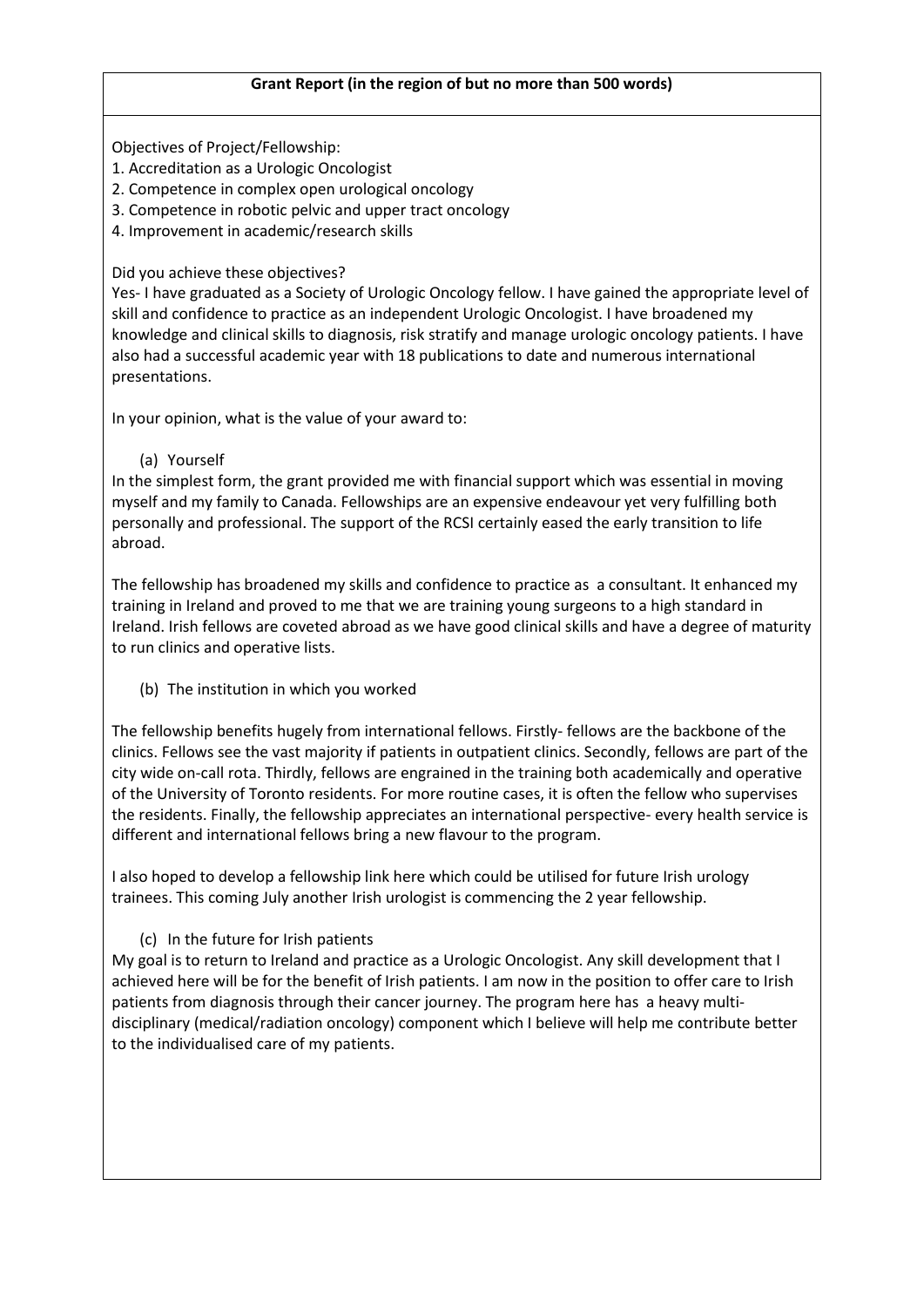**Grant Report (in the region of but no more than 500 words)**

Objectives of Project/Fellowship:

1. Accreditation as a Urologic Oncologist
2. Competence in complex open urological oncology
3. Competence in robotic pelvic and upper tract oncology
4. Improvement in academic/research skills

Did you achieve these objectives?

Yes- I have graduated as a Society of Urologic Oncology fellow. I have gained the appropriate level of skill and confidence to practice as an independent Urologic Oncologist. I have broadened my knowledge and clinical skills to diagnosis, risk stratify and manage urologic oncology patients. I have also had a successful academic year with 18 publications to date and numerous international presentations.

In your opinion, what is the value of your award to:

(a) Yourself

In the simplest form, the grant provided me with financial support which was essential in moving myself and my family to Canada. Fellowships are an expensive endeavour yet very fulfilling both personally and professional. The support of the RCSI certainly eased the early transition to life abroad.

The fellowship has broadened my skills and confidence to practice as a consultant. It enhanced my training in Ireland and proved to me that we are training young surgeons to a high standard in Ireland. Irish fellows are coveted abroad as we have good clinical skills and have a degree of maturity to run clinics and operative lists.

(b) The institution in which you worked

The fellowship benefits hugely from international fellows. Firstly- fellows are the backbone of the clinics. Fellows see the vast majority if patients in outpatient clinics. Secondly, fellows are part of the city wide on-call rota. Thirdly, fellows are engrained in the training both academically and operative of the University of Toronto residents. For more routine cases, it is often the fellow who supervises the residents. Finally, the fellowship appreciates an international perspective- every health service is different and international fellows bring a new flavour to the program.

I also hoped to develop a fellowship link here which could be utilised for future Irish urology trainees. This coming July another Irish urologist is commencing the 2 year fellowship.

(c) In the future for Irish patients

My goal is to return to Ireland and practice as a Urologic Oncologist. Any skill development that I achieved here will be for the benefit of Irish patients. I am now in the position to offer care to Irish patients from diagnosis through their cancer journey. The program here has a heavy multi-disciplinary (medical/radiation oncology) component which I believe will help me contribute better to the individualised care of my patients.